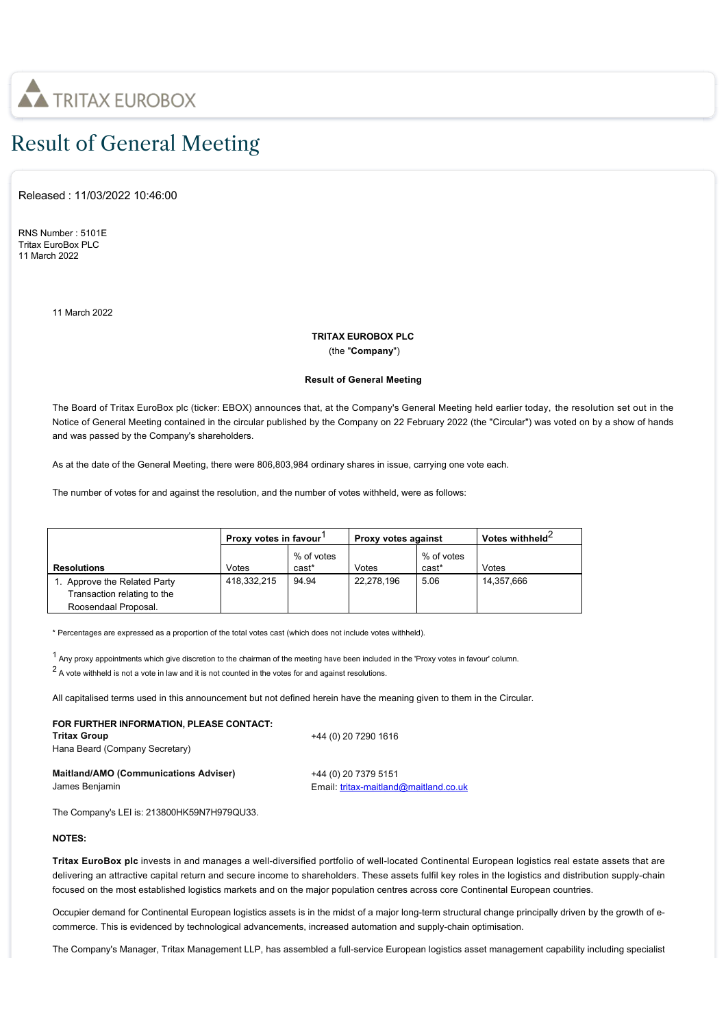TRITAX EUROBOX

# Result of General Meeting

Released : 11/03/2022 10:46:00

RNS Number : 5101E
Tritax EuroBox PLC
11 March 2022

11 March 2022

**TRITAX EUROBOX PLC**
(the "**Company**")

**Result of General Meeting**

The Board of Tritax EuroBox plc (ticker: EBOX) announces that, at the Company's General Meeting held earlier today, the resolution set out in the Notice of General Meeting contained in the circular published by the Company on 22 February 2022 (the "Circular") was voted on by a show of hands and was passed by the Company's shareholders.

As at the date of the General Meeting, there were 806,803,984 ordinary shares in issue, carrying one vote each.

The number of votes for and against the resolution, and the number of votes withheld, were as follows:

| | **Proxy votes in favour**[1] | | **Proxy votes against** | | **Votes withheld**[2] |
|---|---|---|---|---|---|
| **Resolutions** | Votes | % of votes cast* | Votes | % of votes cast* | Votes |
| 1. Approve the Related Party Transaction relating to the Roosendaal Proposal. | 418,332,215 | 94.94 | 22,278,196 | 5.06 | 14,357,666 |

* Percentages are expressed as a proportion of the total votes cast (which does not include votes withheld).

[1] Any proxy appointments which give discretion to the chairman of the meeting have been included in the 'Proxy votes in favour' column.
[2] A vote withheld is not a vote in law and it is not counted in the votes for and against resolutions.

All capitalised terms used in this announcement but not defined herein have the meaning given to them in the Circular.

**FOR FURTHER INFORMATION, PLEASE CONTACT:**

**Tritax Group** — +44 (0) 20 7290 1616
Hana Beard (Company Secretary)

**Maitland/AMO (Communications Adviser)** — +44 (0) 20 7379 5151
James Benjamin — Email: tritax-maitland@maitland.co.uk

The Company's LEI is: 213800HK59N7H979QU33.

**NOTES:**

**Tritax EuroBox plc** invests in and manages a well-diversified portfolio of well-located Continental European logistics real estate assets that are delivering an attractive capital return and secure income to shareholders. These assets fulfil key roles in the logistics and distribution supply-chain focused on the most established logistics markets and on the major population centres across core Continental European countries.

Occupier demand for Continental European logistics assets is in the midst of a major long-term structural change principally driven by the growth of e-commerce. This is evidenced by technological advancements, increased automation and supply-chain optimisation.

The Company's Manager, Tritax Management LLP, has assembled a full-service European logistics asset management capability including specialist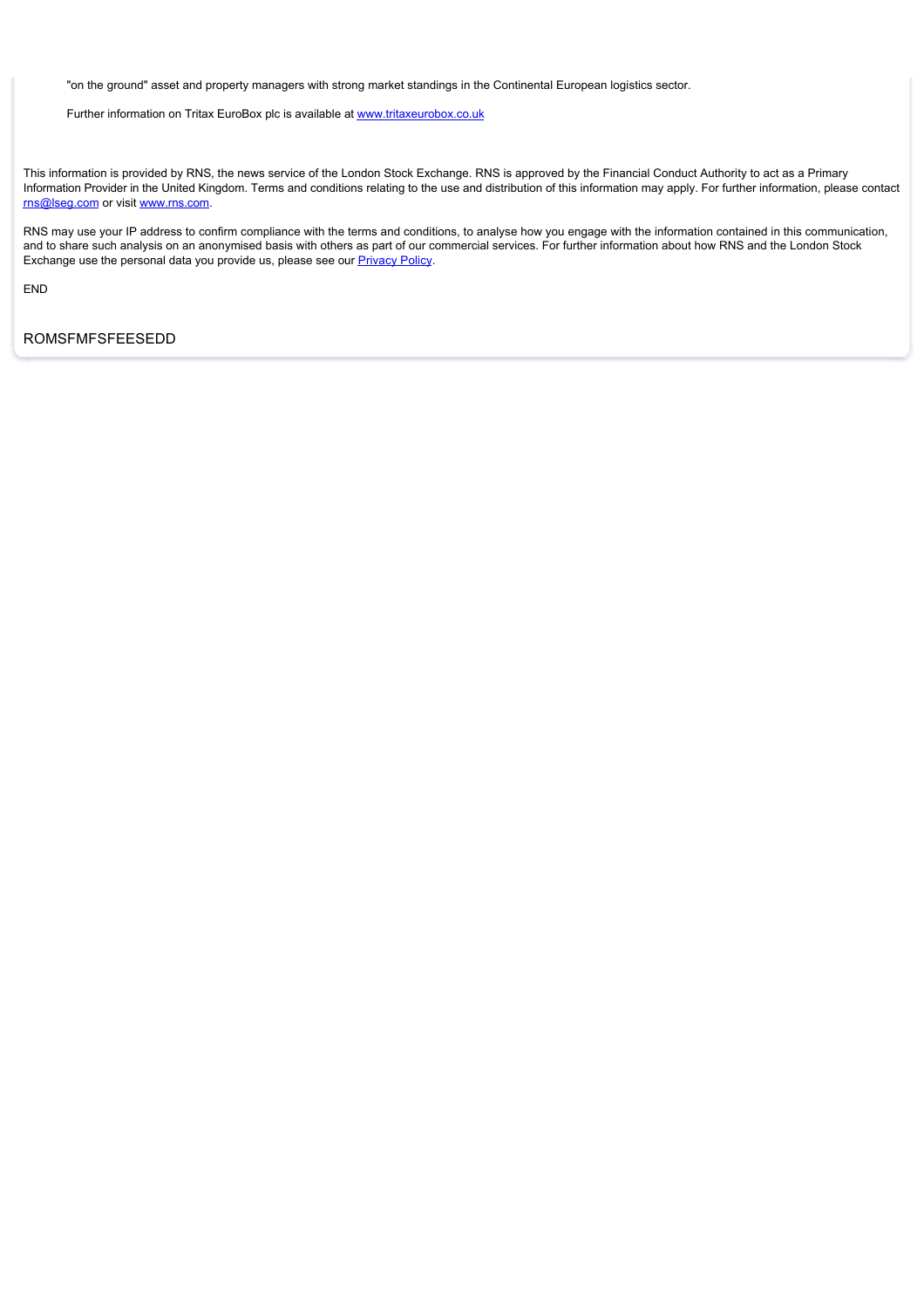"on the ground" asset and property managers with strong market standings in the Continental European logistics sector.

Further information on Tritax EuroBox plc is available at www.tritaxeurobox.co.uk

This information is provided by RNS, the news service of the London Stock Exchange. RNS is approved by the Financial Conduct Authority to act as a Primary Information Provider in the United Kingdom. Terms and conditions relating to the use and distribution of this information may apply. For further information, please contact rns@lseg.com or visit www.rns.com.

RNS may use your IP address to confirm compliance with the terms and conditions, to analyse how you engage with the information contained in this communication, and to share such analysis on an anonymised basis with others as part of our commercial services. For further information about how RNS and the London Stock Exchange use the personal data you provide us, please see our Privacy Policy.

END

ROMSFMFSFEESEDD